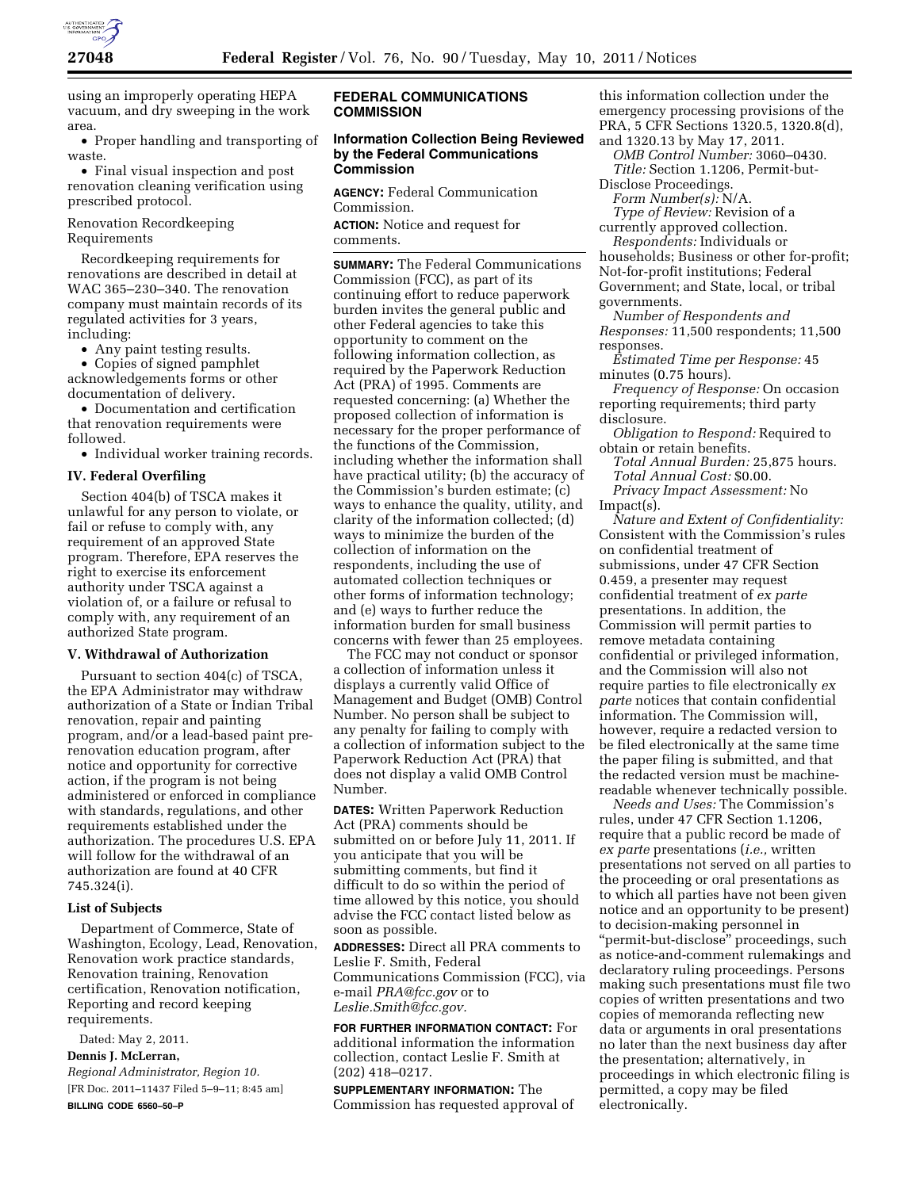using an improperly operating HEPA vacuum, and dry sweeping in the work area.

- Proper handling and transporting of waste.
- Final visual inspection and post renovation cleaning verification using prescribed protocol.

Renovation Recordkeeping Requirements

Recordkeeping requirements for renovations are described in detail at WAC 365–230–340. The renovation company must maintain records of its regulated activities for 3 years, including:

- Any paint testing results.
- Copies of signed pamphlet acknowledgements forms or other documentation of delivery.
- Documentation and certification that renovation requirements were followed.
- Individual worker training records.

### IV. Federal Overfiling

Section 404(b) of TSCA makes it unlawful for any person to violate, or fail or refuse to comply with, any requirement of an approved State program. Therefore, EPA reserves the right to exercise its enforcement authority under TSCA against a violation of, or a failure or refusal to comply with, any requirement of an authorized State program.

### V. Withdrawal of Authorization

Pursuant to section 404(c) of TSCA, the EPA Administrator may withdraw authorization of a State or Indian Tribal renovation, repair and painting program, and/or a lead-based paint pre-renovation education program, after notice and opportunity for corrective action, if the program is not being administered or enforced in compliance with standards, regulations, and other requirements established under the authorization. The procedures U.S. EPA will follow for the withdrawal of an authorization are found at 40 CFR 745.324(i).

### List of Subjects

Department of Commerce, State of Washington, Ecology, Lead, Renovation, Renovation work practice standards, Renovation training, Renovation certification, Renovation notification, Reporting and record keeping requirements.

Dated: May 2, 2011.

**Dennis J. McLerran,**

*Regional Administrator, Region 10.*

[FR Doc. 2011–11437 Filed 5–9–11; 8:45 am]

**BILLING CODE 6560–50–P**

## FEDERAL COMMUNICATIONS COMMISSION

### Information Collection Being Reviewed by the Federal Communications Commission

**AGENCY:** Federal Communication Commission.

**ACTION:** Notice and request for comments.

**SUMMARY:** The Federal Communications Commission (FCC), as part of its continuing effort to reduce paperwork burden invites the general public and other Federal agencies to take this opportunity to comment on the following information collection, as required by the Paperwork Reduction Act (PRA) of 1995. Comments are requested concerning: (a) Whether the proposed collection of information is necessary for the proper performance of the functions of the Commission, including whether the information shall have practical utility; (b) the accuracy of the Commission's burden estimate; (c) ways to enhance the quality, utility, and clarity of the information collected; (d) ways to minimize the burden of the collection of information on the respondents, including the use of automated collection techniques or other forms of information technology; and (e) ways to further reduce the information burden for small business concerns with fewer than 25 employees.

The FCC may not conduct or sponsor a collection of information unless it displays a currently valid Office of Management and Budget (OMB) Control Number. No person shall be subject to any penalty for failing to comply with a collection of information subject to the Paperwork Reduction Act (PRA) that does not display a valid OMB Control Number.

**DATES:** Written Paperwork Reduction Act (PRA) comments should be submitted on or before July 11, 2011. If you anticipate that you will be submitting comments, but find it difficult to do so within the period of time allowed by this notice, you should advise the FCC contact listed below as soon as possible.

**ADDRESSES:** Direct all PRA comments to Leslie F. Smith, Federal Communications Commission (FCC), via e-mail *PRA@fcc.gov* or to *Leslie.Smith@fcc.gov.*

**FOR FURTHER INFORMATION CONTACT:** For additional information the information collection, contact Leslie F. Smith at (202) 418–0217.

**SUPPLEMENTARY INFORMATION:** The Commission has requested approval of this information collection under the emergency processing provisions of the PRA, 5 CFR Sections 1320.5, 1320.8(d), and 1320.13 by May 17, 2011.

*OMB Control Number:* 3060–0430.

*Title:* Section 1.1206, Permit-but-Disclose Proceedings.

*Form Number(s):* N/A.

*Type of Review:* Revision of a currently approved collection.

*Respondents:* Individuals or households; Business or other for-profit; Not-for-profit institutions; Federal Government; and State, local, or tribal governments.

*Number of Respondents and Responses:* 11,500 respondents; 11,500 responses.

*Estimated Time per Response:* 45 minutes (0.75 hours).

*Frequency of Response:* On occasion reporting requirements; third party disclosure.

*Obligation to Respond:* Required to obtain or retain benefits.

*Total Annual Burden:* 25,875 hours.

*Total Annual Cost:* $0.00.

*Privacy Impact Assessment:* No Impact(s).

*Nature and Extent of Confidentiality:* Consistent with the Commission's rules on confidential treatment of submissions, under 47 CFR Section 0.459, a presenter may request confidential treatment of *ex parte* presentations. In addition, the Commission will permit parties to remove metadata containing confidential or privileged information, and the Commission will also not require parties to file electronically *ex parte* notices that contain confidential information. The Commission will, however, require a redacted version to be filed electronically at the same time the paper filing is submitted, and that the redacted version must be machine-readable whenever technically possible.

*Needs and Uses:* The Commission's rules, under 47 CFR Section 1.1206, require that a public record be made of *ex parte* presentations (*i.e.,* written presentations not served on all parties to the proceeding or oral presentations as to which all parties have not been given notice and an opportunity to be present) to decision-making personnel in "permit-but-disclose" proceedings, such as notice-and-comment rulemakings and declaratory ruling proceedings. Persons making such presentations must file two copies of written presentations and two copies of memoranda reflecting new data or arguments in oral presentations no later than the next business day after the presentation; alternatively, in proceedings in which electronic filing is permitted, a copy may be filed electronically.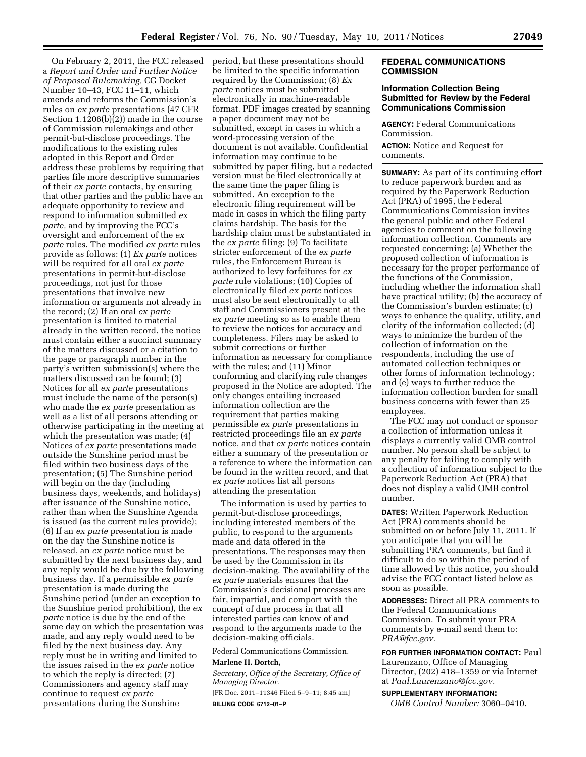On February 2, 2011, the FCC released a *Report and Order and Further Notice of Proposed Rulemaking,* CG Docket Number 10–43, FCC 11–11, which amends and reforms the Commission's rules on *ex parte* presentations (47 CFR Section 1.1206(b)(2)) made in the course of Commission rulemakings and other permit-but-disclose proceedings. The modifications to the existing rules adopted in this Report and Order address these problems by requiring that parties file more descriptive summaries of their *ex parte* contacts, by ensuring that other parties and the public have an adequate opportunity to review and respond to information submitted *ex parte,* and by improving the FCC's oversight and enforcement of the *ex parte* rules. The modified *ex parte* rules provide as follows: (1) *Ex parte* notices will be required for all oral *ex parte* presentations in permit-but-disclose proceedings, not just for those presentations that involve new information or arguments not already in the record; (2) If an oral *ex parte* presentation is limited to material already in the written record, the notice must contain either a succinct summary of the matters discussed or a citation to the page or paragraph number in the party's written submission(s) where the matters discussed can be found; (3) Notices for all *ex parte* presentations must include the name of the person(s) who made the *ex parte* presentation as well as a list of all persons attending or otherwise participating in the meeting at which the presentation was made; (4) Notices of *ex parte* presentations made outside the Sunshine period must be filed within two business days of the presentation; (5) The Sunshine period will begin on the day (including business days, weekends, and holidays) after issuance of the Sunshine notice, rather than when the Sunshine Agenda is issued (as the current rules provide); (6) If an *ex parte* presentation is made on the day the Sunshine notice is released, an *ex parte* notice must be submitted by the next business day, and any reply would be due by the following business day. If a permissible *ex parte* presentation is made during the Sunshine period (under an exception to the Sunshine period prohibition), the *ex parte* notice is due by the end of the same day on which the presentation was made, and any reply would need to be filed by the next business day. Any reply must be in writing and limited to the issues raised in the *ex parte* notice to which the reply is directed; (7) Commissioners and agency staff may continue to request *ex parte* presentations during the Sunshine period, but these presentations should be limited to the specific information required by the Commission; (8) *Ex parte* notices must be submitted electronically in machine-readable format. PDF images created by scanning a paper document may not be submitted, except in cases in which a word-processing version of the document is not available. Confidential information may continue to be submitted by paper filing, but a redacted version must be filed electronically at the same time the paper filing is submitted. An exception to the electronic filing requirement will be made in cases in which the filing party claims hardship. The basis for the hardship claim must be substantiated in the *ex parte* filing; (9) To facilitate stricter enforcement of the *ex parte* rules, the Enforcement Bureau is authorized to levy forfeitures for *ex parte* rule violations; (10) Copies of electronically filed *ex parte* notices must also be sent electronically to all staff and Commissioners present at the *ex parte* meeting so as to enable them to review the notices for accuracy and completeness. Filers may be asked to submit corrections or further information as necessary for compliance with the rules; and (11) Minor conforming and clarifying rule changes proposed in the Notice are adopted. The only changes entailing increased information collection are the requirement that parties making permissible *ex parte* presentations in restricted proceedings file an *ex parte* notice, and that *ex parte* notices contain either a summary of the presentation or a reference to where the information can be found in the written record, and that *ex parte* notices list all persons attending the presentation

The information is used by parties to permit-but-disclose proceedings, including interested members of the public, to respond to the arguments made and data offered in the presentations. The responses may then be used by the Commission in its decision-making. The availability of the *ex parte* materials ensures that the Commission's decisional processes are fair, impartial, and comport with the concept of due process in that all interested parties can know of and respond to the arguments made to the decision-making officials.

Federal Communications Commission.

**Marlene H. Dortch,**

*Secretary, Office of the Secretary, Office of Managing Director.*

[FR Doc. 2011–11346 Filed 5–9–11; 8:45 am]

**BILLING CODE 6712–01–P**

## FEDERAL COMMUNICATIONS COMMISSION

### Information Collection Being Submitted for Review by the Federal Communications Commission

**AGENCY:** Federal Communications Commission.

**ACTION:** Notice and Request for comments.

**SUMMARY:** As part of its continuing effort to reduce paperwork burden and as required by the Paperwork Reduction Act (PRA) of 1995, the Federal Communications Commission invites the general public and other Federal agencies to comment on the following information collection. Comments are requested concerning: (a) Whether the proposed collection of information is necessary for the proper performance of the functions of the Commission, including whether the information shall have practical utility; (b) the accuracy of the Commission's burden estimate; (c) ways to enhance the quality, utility, and clarity of the information collected; (d) ways to minimize the burden of the collection of information on the respondents, including the use of automated collection techniques or other forms of information technology; and (e) ways to further reduce the information collection burden for small business concerns with fewer than 25 employees.

The FCC may not conduct or sponsor a collection of information unless it displays a currently valid OMB control number. No person shall be subject to any penalty for failing to comply with a collection of information subject to the Paperwork Reduction Act (PRA) that does not display a valid OMB control number.

**DATES:** Written Paperwork Reduction Act (PRA) comments should be submitted on or before July 11, 2011. If you anticipate that you will be submitting PRA comments, but find it difficult to do so within the period of time allowed by this notice, you should advise the FCC contact listed below as soon as possible.

**ADDRESSES:** Direct all PRA comments to the Federal Communications Commission. To submit your PRA comments by e-mail send them to: *PRA@fcc.gov.*

**FOR FURTHER INFORMATION CONTACT:** Paul Laurenzano, Office of Managing Director, (202) 418–1359 or via Internet at *Paul.Laurenzano@fcc.gov.*

**SUPPLEMENTARY INFORMATION:**

*OMB Control Number:* 3060–0410.